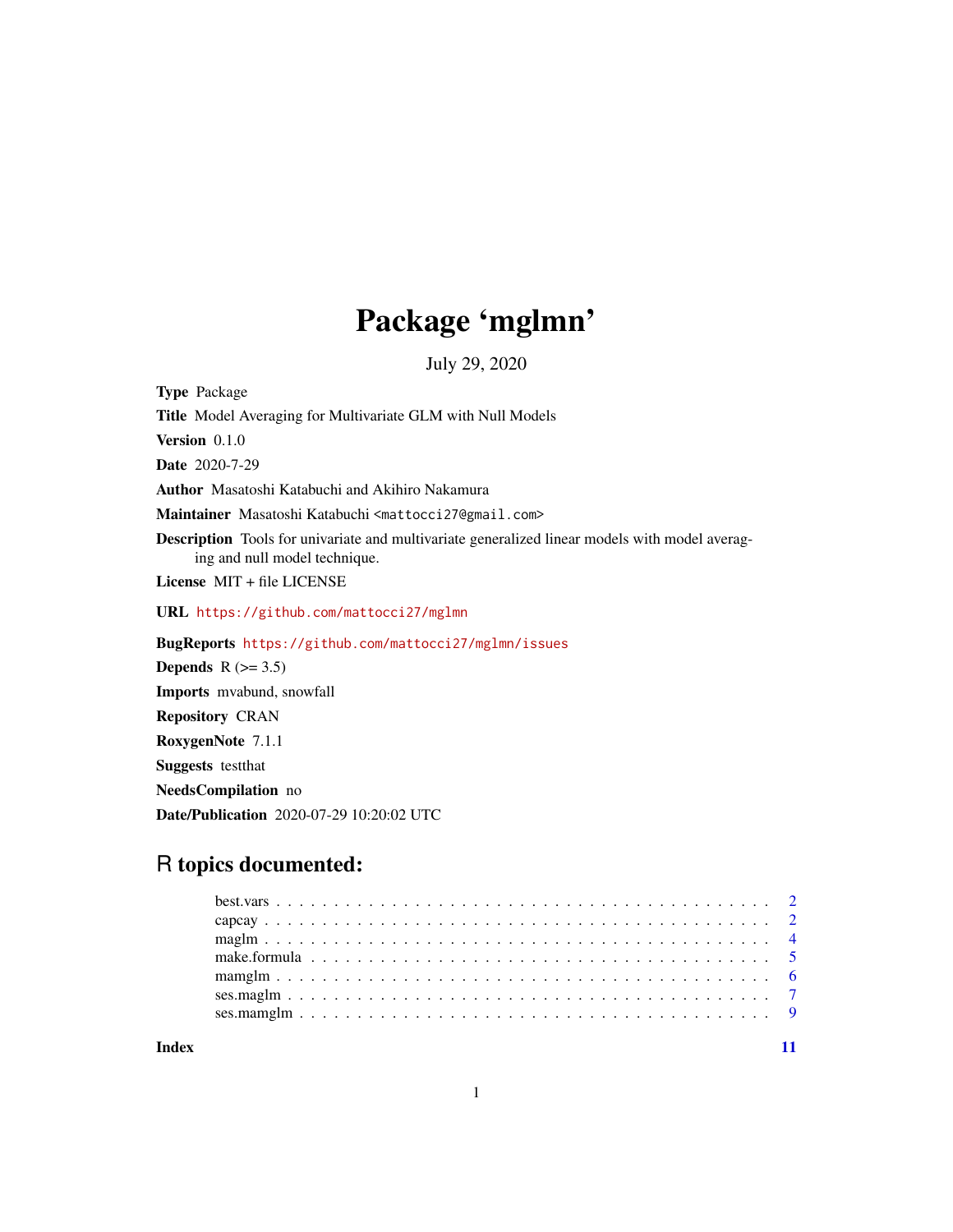# Package 'mglmn'

July 29, 2020

**Type** Package

**Title** Model Averaging for Multivariate GLM with Null Models

**Version** 0.1.0

**Date** 2020-7-29

**Author** Masatoshi Katabuchi and Akihiro Nakamura

**Maintainer** Masatoshi Katabuchi <mattocci27@gmail.com>

**Description** Tools for univariate and multivariate generalized linear models with model averaging and null model technique.

**License** MIT + file LICENSE

**URL** https://github.com/mattocci27/mglmn

**BugReports** https://github.com/mattocci27/mglmn/issues

**Depends** R (>= 3.5)

**Imports** mvabund, snowfall

**Repository** CRAN

**RoxygenNote** 7.1.1

**Suggests** testthat

**NeedsCompilation** no

**Date/Publication** 2020-07-29 10:20:02 UTC

## R topics documented:

| | |
|---|---|
| best.vars | 2 |
| capcay | 2 |
| maglm | 4 |
| make.formula | 5 |
| mamglm | 6 |
| ses.maglm | 7 |
| ses.mamglm | 9 |
| **Index** | **11** |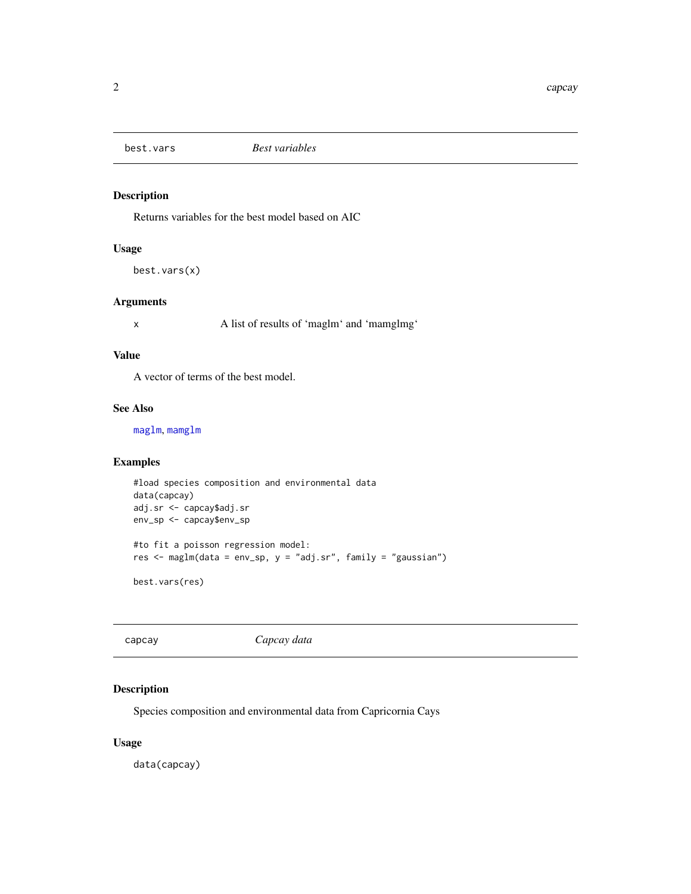## best.vars — *Best variables*

### Description

Returns variables for the best model based on AIC

### Usage

```
best.vars(x)
```

### Arguments

x — A list of results of 'maglm' and 'mamglmg'

### Value

A vector of terms of the best model.

### See Also

maglm, mamglm

### Examples

```
#load species composition and environmental data
data(capcay)
adj.sr <- capcay$adj.sr
env_sp <- capcay$env_sp

#to fit a poisson regression model:
res <- maglm(data = env_sp, y = "adj.sr", family = "gaussian")

best.vars(res)
```

## capcay — *Capcay data*

### Description

Species composition and environmental data from Capricornia Cays

### Usage

```
data(capcay)
```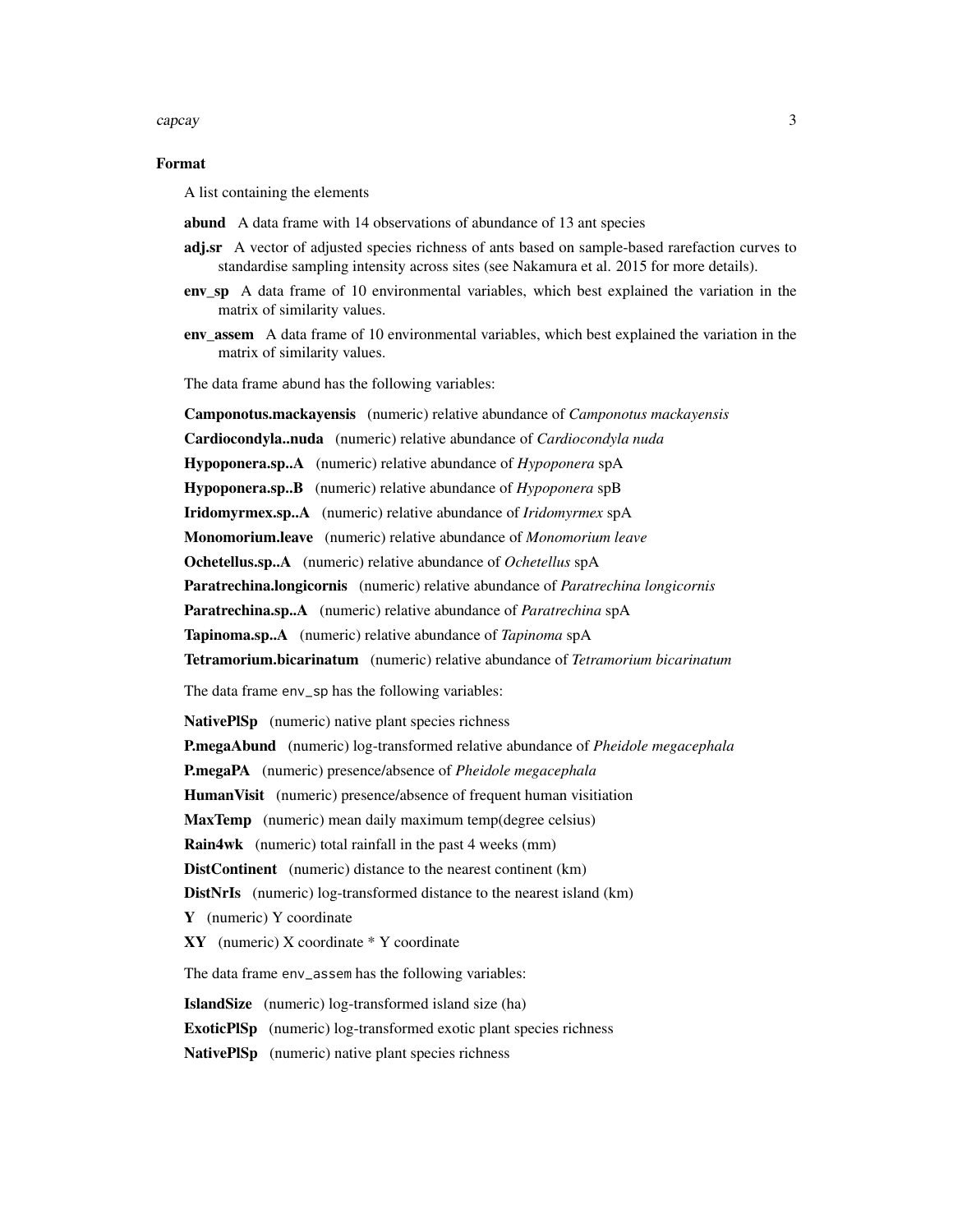### Format

A list containing the elements

- **abund** A data frame with 14 observations of abundance of 13 ant species
- **adj.sr** A vector of adjusted species richness of ants based on sample-based rarefaction curves to standardise sampling intensity across sites (see Nakamura et al. 2015 for more details).
- **env_sp** A data frame of 10 environmental variables, which best explained the variation in the matrix of similarity values.
- **env_assem** A data frame of 10 environmental variables, which best explained the variation in the matrix of similarity values.

The data frame abund has the following variables:

- **Camponotus.mackayensis** (numeric) relative abundance of *Camponotus mackayensis*
- **Cardiocondyla..nuda** (numeric) relative abundance of *Cardiocondyla nuda*
- **Hypoponera.sp..A** (numeric) relative abundance of *Hypoponera* spA
- **Hypoponera.sp..B** (numeric) relative abundance of *Hypoponera* spB
- **Iridomyrmex.sp..A** (numeric) relative abundance of *Iridomyrmex* spA
- **Monomorium.leave** (numeric) relative abundance of *Monomorium leave*
- **Ochetellus.sp..A** (numeric) relative abundance of *Ochetellus* spA
- **Paratrechina.longicornis** (numeric) relative abundance of *Paratrechina longicornis*
- **Paratrechina.sp..A** (numeric) relative abundance of *Paratrechina* spA
- **Tapinoma.sp..A** (numeric) relative abundance of *Tapinoma* spA
- **Tetramorium.bicarinatum** (numeric) relative abundance of *Tetramorium bicarinatum*

The data frame env_sp has the following variables:

- **NativePlSp** (numeric) native plant species richness
- **P.megaAbund** (numeric) log-transformed relative abundance of *Pheidole megacephala*
- **P.megaPA** (numeric) presence/absence of *Pheidole megacephala*
- **HumanVisit** (numeric) presence/absence of frequent human visitiation
- **MaxTemp** (numeric) mean daily maximum temp(degree celsius)
- **Rain4wk** (numeric) total rainfall in the past 4 weeks (mm)
- **DistContinent** (numeric) distance to the nearest continent (km)
- **DistNrIs** (numeric) log-transformed distance to the nearest island (km)
- **Y** (numeric) Y coordinate
- **XY** (numeric) X coordinate * Y coordinate

The data frame env_assem has the following variables:

- **IslandSize** (numeric) log-transformed island size (ha)
- **ExoticPlSp** (numeric) log-transformed exotic plant species richness
- **NativePlSp** (numeric) native plant species richness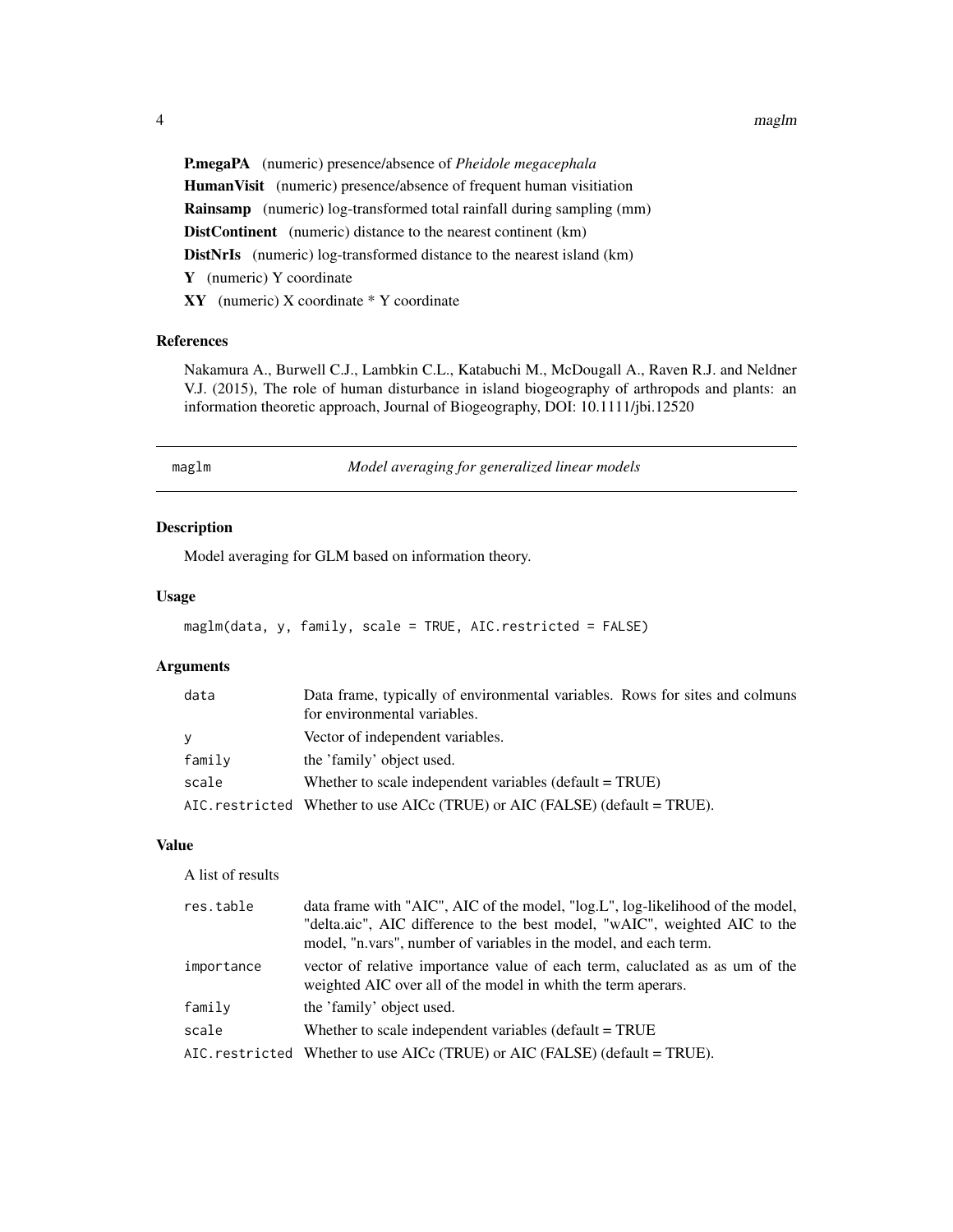**P.megaPA** (numeric) presence/absence of *Pheidole megacephala*

**HumanVisit** (numeric) presence/absence of frequent human visitiation

**Rainsamp** (numeric) log-transformed total rainfall during sampling (mm)

**DistContinent** (numeric) distance to the nearest continent (km)

**DistNrIs** (numeric) log-transformed distance to the nearest island (km)

**Y** (numeric) Y coordinate

**XY** (numeric) X coordinate * Y coordinate

### References

Nakamura A., Burwell C.J., Lambkin C.L., Katabuchi M., McDougall A., Raven R.J. and Neldner V.J. (2015), The role of human disturbance in island biogeography of arthropods and plants: an information theoretic approach, Journal of Biogeography, DOI: 10.1111/jbi.12520

---

## maglm — *Model averaging for generalized linear models*

### Description

Model averaging for GLM based on information theory.

### Usage

```
maglm(data, y, family, scale = TRUE, AIC.restricted = FALSE)
```

### Arguments

| | |
|---|---|
| `data` | Data frame, typically of environmental variables. Rows for sites and colmuns for environmental variables. |
| `y` | Vector of independent variables. |
| `family` | the 'family' object used. |
| `scale` | Whether to scale independent variables (default = TRUE) |
| `AIC.restricted` | Whether to use AICc (TRUE) or AIC (FALSE) (default = TRUE). |

### Value

A list of results

| | |
|---|---|
| `res.table` | data frame with "AIC", AIC of the model, "log.L", log-likelihood of the model, "delta.aic", AIC difference to the best model, "wAIC", weighted AIC to the model, "n.vars", number of variables in the model, and each term. |
| `importance` | vector of relative importance value of each term, caluclated as as um of the weighted AIC over all of the model in whith the term aperars. |
| `family` | the 'family' object used. |
| `scale` | Whether to scale independent variables (default = TRUE |
| `AIC.restricted` | Whether to use AICc (TRUE) or AIC (FALSE) (default = TRUE). |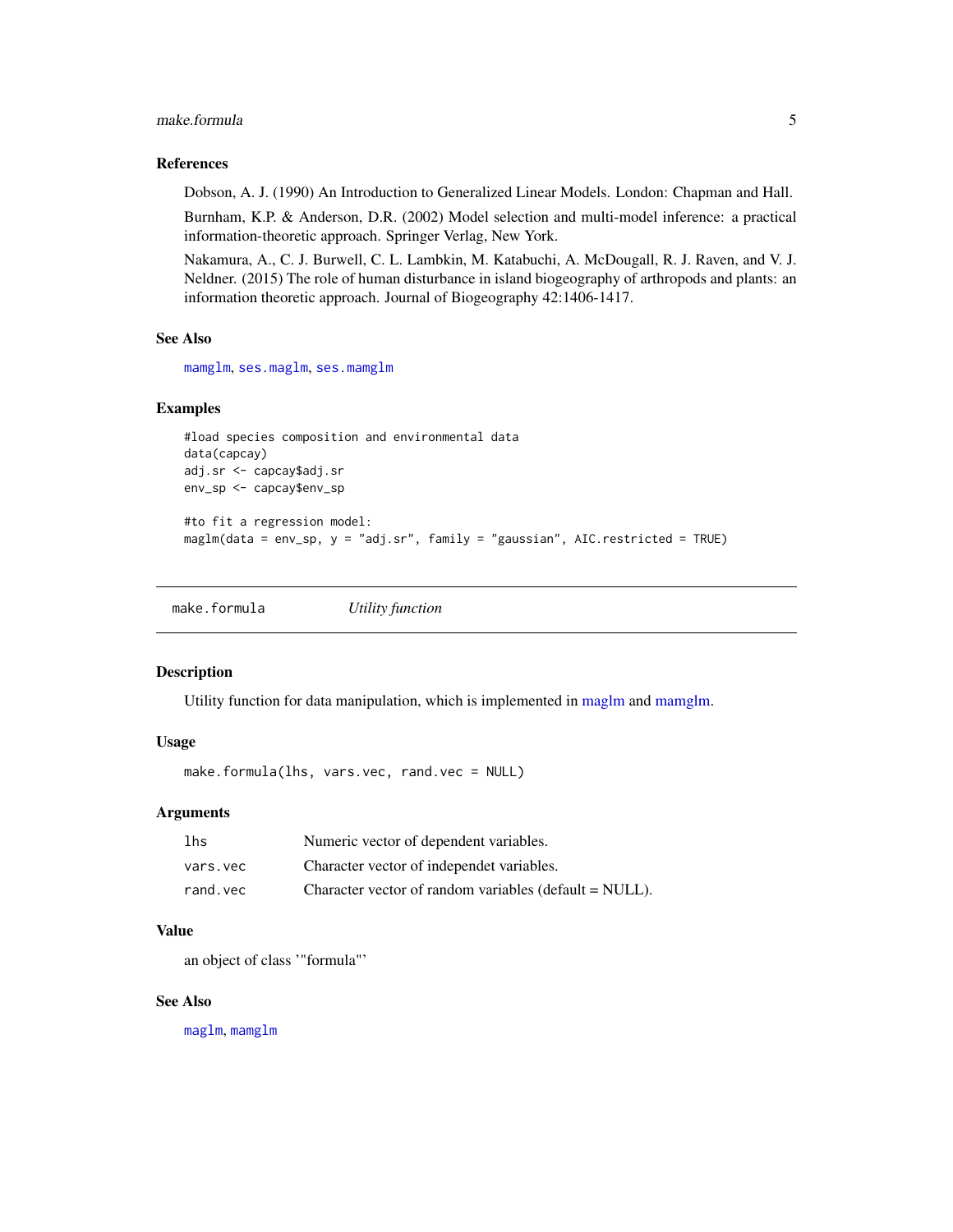### References

Dobson, A. J. (1990) An Introduction to Generalized Linear Models. London: Chapman and Hall.

Burnham, K.P. & Anderson, D.R. (2002) Model selection and multi-model inference: a practical information-theoretic approach. Springer Verlag, New York.

Nakamura, A., C. J. Burwell, C. L. Lambkin, M. Katabuchi, A. McDougall, R. J. Raven, and V. J. Neldner. (2015) The role of human disturbance in island biogeography of arthropods and plants: an information theoretic approach. Journal of Biogeography 42:1406-1417.

### See Also

mamglm, ses.maglm, ses.mamglm

### Examples

```
#load species composition and environmental data
data(capcay)
adj.sr <- capcay$adj.sr
env_sp <- capcay$env_sp

#to fit a regression model:
maglm(data = env_sp, y = "adj.sr", family = "gaussian", AIC.restricted = TRUE)
```

---

## make.formula *Utility function*

### Description

Utility function for data manipulation, which is implemented in maglm and mamglm.

### Usage

```
make.formula(lhs, vars.vec, rand.vec = NULL)
```

### Arguments

| | |
|---|---|
| lhs | Numeric vector of dependent variables. |
| vars.vec | Character vector of independet variables. |
| rand.vec | Character vector of random variables (default = NULL). |

### Value

an object of class '"formula"'

### See Also

maglm, mamglm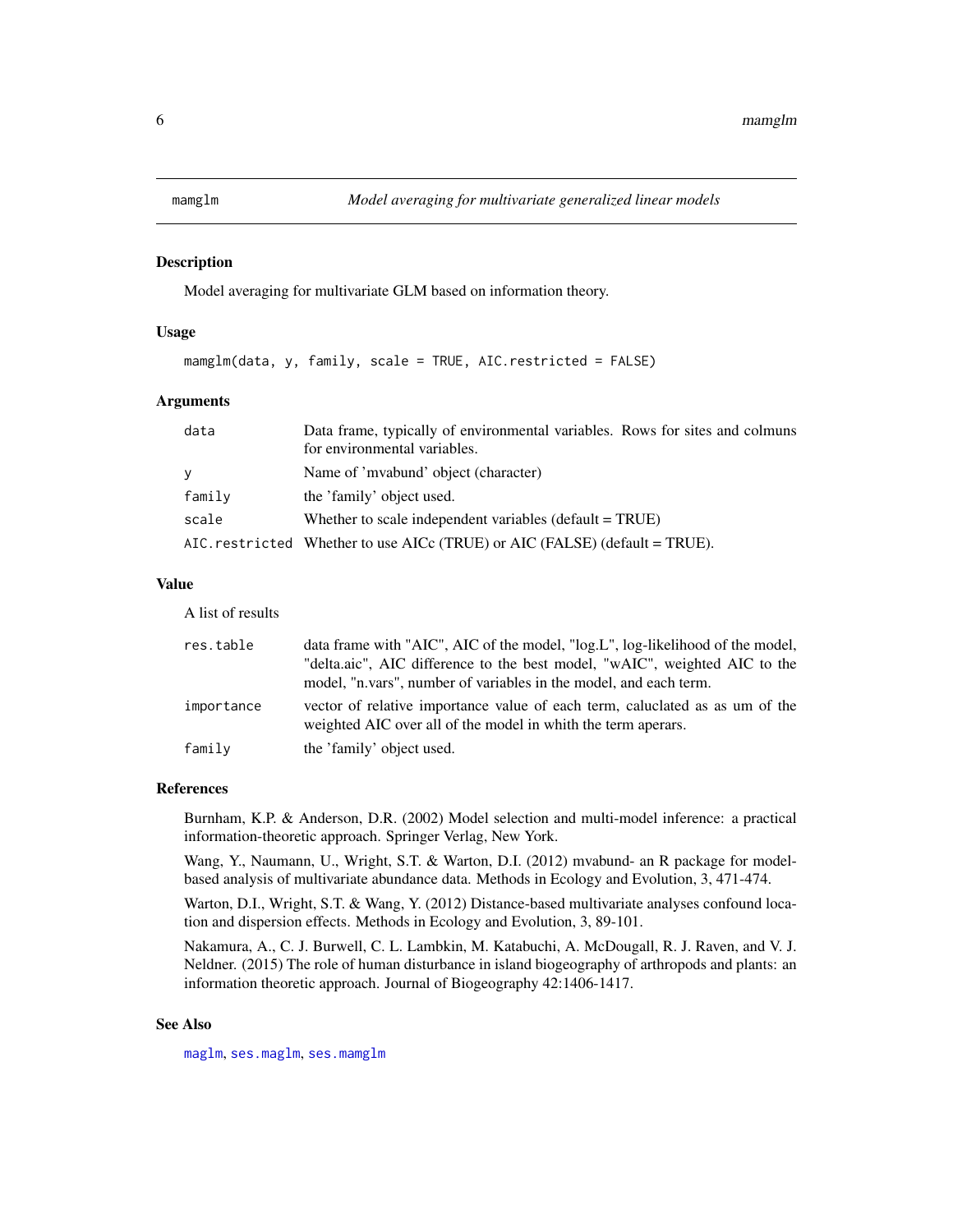# mamglm — *Model averaging for multivariate generalized linear models*

## Description

Model averaging for multivariate GLM based on information theory.

## Usage

```
mamglm(data, y, family, scale = TRUE, AIC.restricted = FALSE)
```

## Arguments

| | |
|---|---|
| `data` | Data frame, typically of environmental variables. Rows for sites and colmuns for environmental variables. |
| `y` | Name of 'mvabund' object (character) |
| `family` | the 'family' object used. |
| `scale` | Whether to scale independent variables (default = TRUE) |
| `AIC.restricted` | Whether to use AICc (TRUE) or AIC (FALSE) (default = TRUE). |

## Value

A list of results

| | |
|---|---|
| `res.table` | data frame with "AIC", AIC of the model, "log.L", log-likelihood of the model, "delta.aic", AIC difference to the best model, "wAIC", weighted AIC to the model, "n.vars", number of variables in the model, and each term. |
| `importance` | vector of relative importance value of each term, caluclated as as um of the weighted AIC over all of the model in whith the term aperars. |
| `family` | the 'family' object used. |

## References

Burnham, K.P. & Anderson, D.R. (2002) Model selection and multi-model inference: a practical information-theoretic approach. Springer Verlag, New York.

Wang, Y., Naumann, U., Wright, S.T. & Warton, D.I. (2012) mvabund- an R package for model-based analysis of multivariate abundance data. Methods in Ecology and Evolution, 3, 471-474.

Warton, D.I., Wright, S.T. & Wang, Y. (2012) Distance-based multivariate analyses confound location and dispersion effects. Methods in Ecology and Evolution, 3, 89-101.

Nakamura, A., C. J. Burwell, C. L. Lambkin, M. Katabuchi, A. McDougall, R. J. Raven, and V. J. Neldner. (2015) The role of human disturbance in island biogeography of arthropods and plants: an information theoretic approach. Journal of Biogeography 42:1406-1417.

## See Also

maglm, ses.maglm, ses.mamglm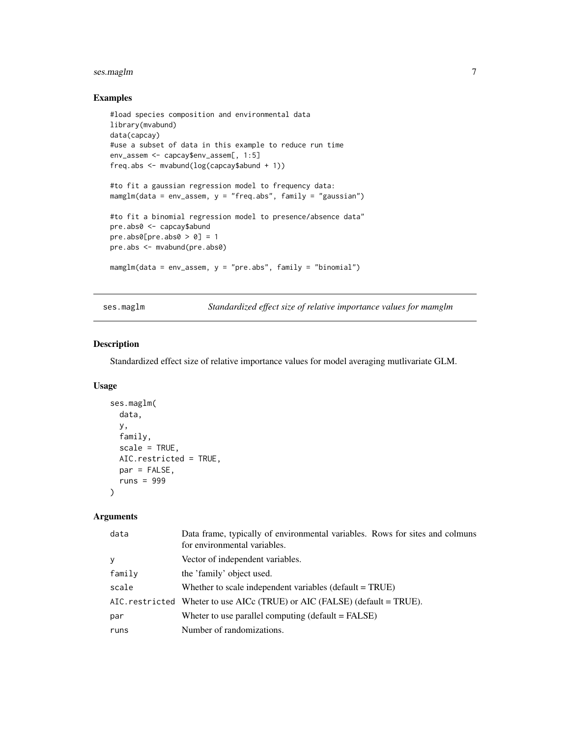## Examples

```
#load species composition and environmental data
library(mvabund)
data(capcay)
#use a subset of data in this example to reduce run time
env_assem <- capcay$env_assem[, 1:5]
freq.abs <- mvabund(log(capcay$abund + 1))

#to fit a gaussian regression model to frequency data:
mamglm(data = env_assem, y = "freq.abs", family = "gaussian")

#to fit a binomial regression model to presence/absence data"
pre.abs0 <- capcay$abund
pre.abs0[pre.abs0 > 0] = 1
pre.abs <- mvabund(pre.abs0)

mamglm(data = env_assem, y = "pre.abs", family = "binomial")
```

---

## ses.maglm — *Standardized effect size of relative importance values for mamglm*

### Description

Standardized effect size of relative importance values for model averaging mutlivariate GLM.

### Usage

```
ses.maglm(
  data,
  y,
  family,
  scale = TRUE,
  AIC.restricted = TRUE,
  par = FALSE,
  runs = 999
)
```

### Arguments

| | |
|---|---|
| data | Data frame, typically of environmental variables. Rows for sites and colmuns for environmental variables. |
| y | Vector of independent variables. |
| family | the 'family' object used. |
| scale | Whether to scale independent variables (default = TRUE) |
| AIC.restricted | Wheter to use AICc (TRUE) or AIC (FALSE) (default = TRUE). |
| par | Wheter to use parallel computing (default = FALSE) |
| runs | Number of randomizations. |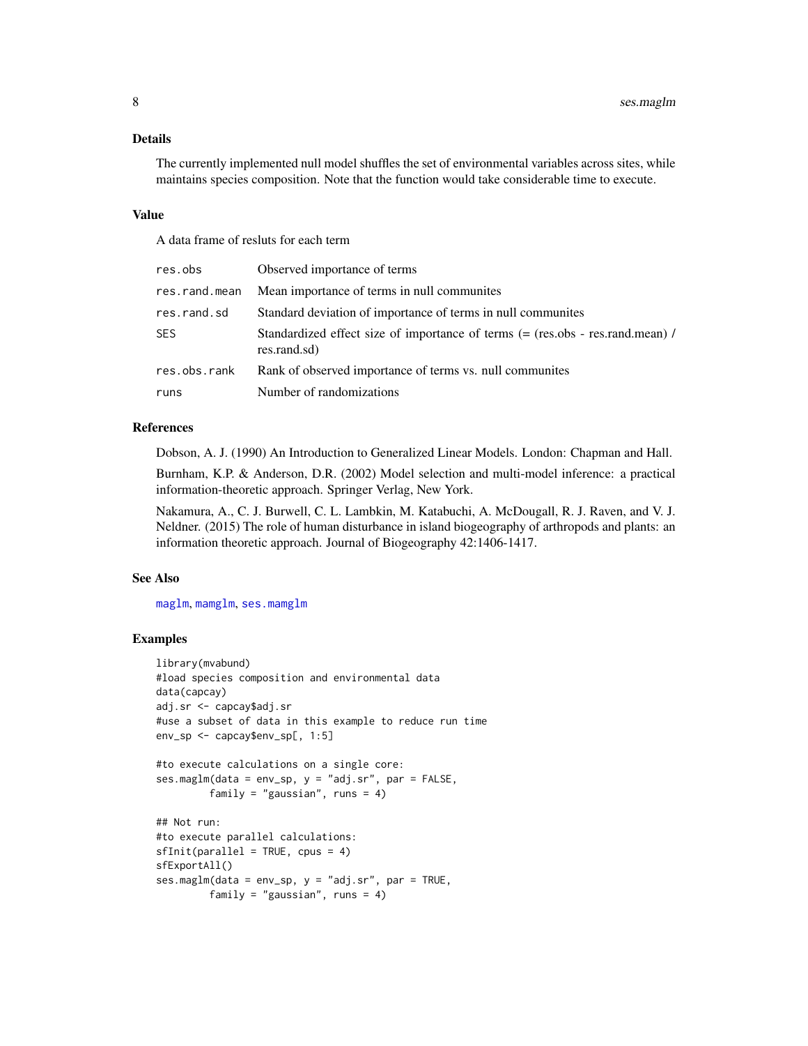## Details

The currently implemented null model shuffles the set of environmental variables across sites, while maintains species composition. Note that the function would take considerable time to execute.

## Value

A data frame of resluts for each term

| | |
|---|---|
| res.obs | Observed importance of terms |
| res.rand.mean | Mean importance of terms in null communites |
| res.rand.sd | Standard deviation of importance of terms in null communites |
| SES | Standardized effect size of importance of terms (= (res.obs - res.rand.mean) / res.rand.sd) |
| res.obs.rank | Rank of observed importance of terms vs. null communites |
| runs | Number of randomizations |

## References

Dobson, A. J. (1990) An Introduction to Generalized Linear Models. London: Chapman and Hall.

Burnham, K.P. & Anderson, D.R. (2002) Model selection and multi-model inference: a practical information-theoretic approach. Springer Verlag, New York.

Nakamura, A., C. J. Burwell, C. L. Lambkin, M. Katabuchi, A. McDougall, R. J. Raven, and V. J. Neldner. (2015) The role of human disturbance in island biogeography of arthropods and plants: an information theoretic approach. Journal of Biogeography 42:1406-1417.

## See Also

maglm, mamglm, ses.mamglm

## Examples

```
library(mvabund)
#load species composition and environmental data
data(capcay)
adj.sr <- capcay$adj.sr
#use a subset of data in this example to reduce run time
env_sp <- capcay$env_sp[, 1:5]

#to execute calculations on a single core:
ses.maglm(data = env_sp, y = "adj.sr", par = FALSE,
         family = "gaussian", runs = 4)

## Not run:
#to execute parallel calculations:
sfInit(parallel = TRUE, cpus = 4)
sfExportAll()
ses.maglm(data = env_sp, y = "adj.sr", par = TRUE,
         family = "gaussian", runs = 4)
```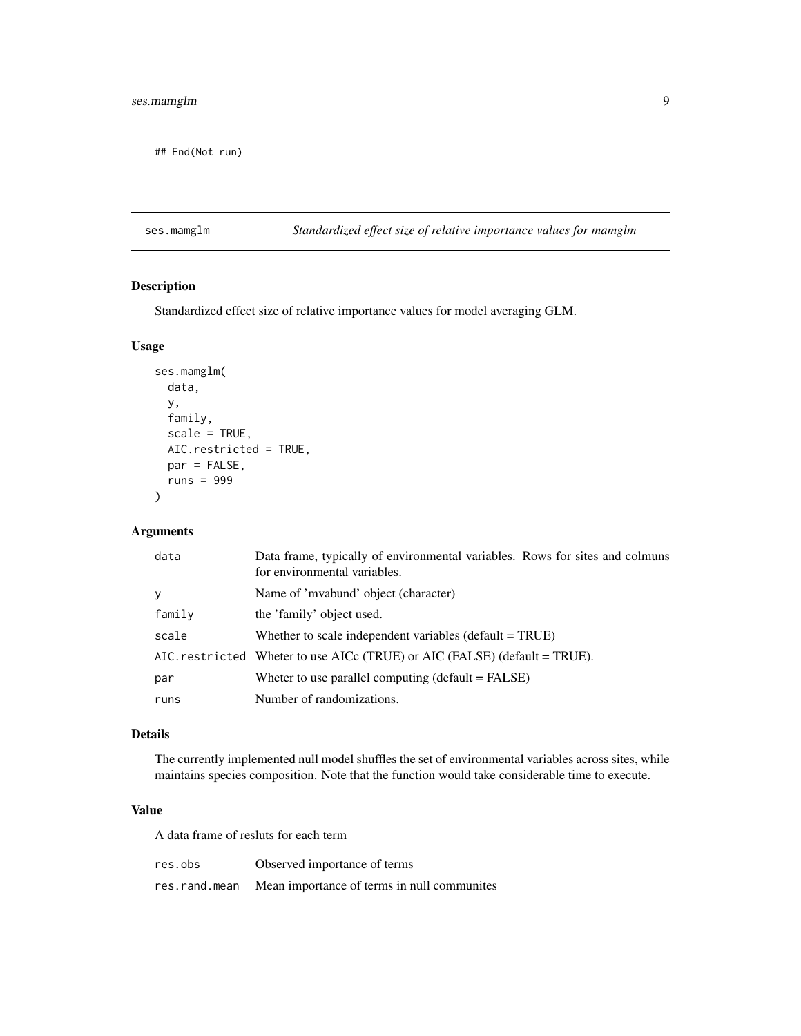```
## End(Not run)
```

## ses.mamglm *Standardized effect size of relative importance values for mamglm*

### Description

Standardized effect size of relative importance values for model averaging GLM.

### Usage

```
ses.mamglm(
  data,
  y,
  family,
  scale = TRUE,
  AIC.restricted = TRUE,
  par = FALSE,
  runs = 999
)
```

### Arguments

| | |
|---|---|
| `data` | Data frame, typically of environmental variables. Rows for sites and colmuns for environmental variables. |
| `y` | Name of 'mvabund' object (character) |
| `family` | the 'family' object used. |
| `scale` | Whether to scale independent variables (default = TRUE) |
| `AIC.restricted` | Wheter to use AICc (TRUE) or AIC (FALSE) (default = TRUE). |
| `par` | Wheter to use parallel computing (default = FALSE) |
| `runs` | Number of randomizations. |

### Details

The currently implemented null model shuffles the set of environmental variables across sites, while maintains species composition. Note that the function would take considerable time to execute.

### Value

A data frame of resluts for each term

| | |
|---|---|
| `res.obs` | Observed importance of terms |
| `res.rand.mean` | Mean importance of terms in null communites |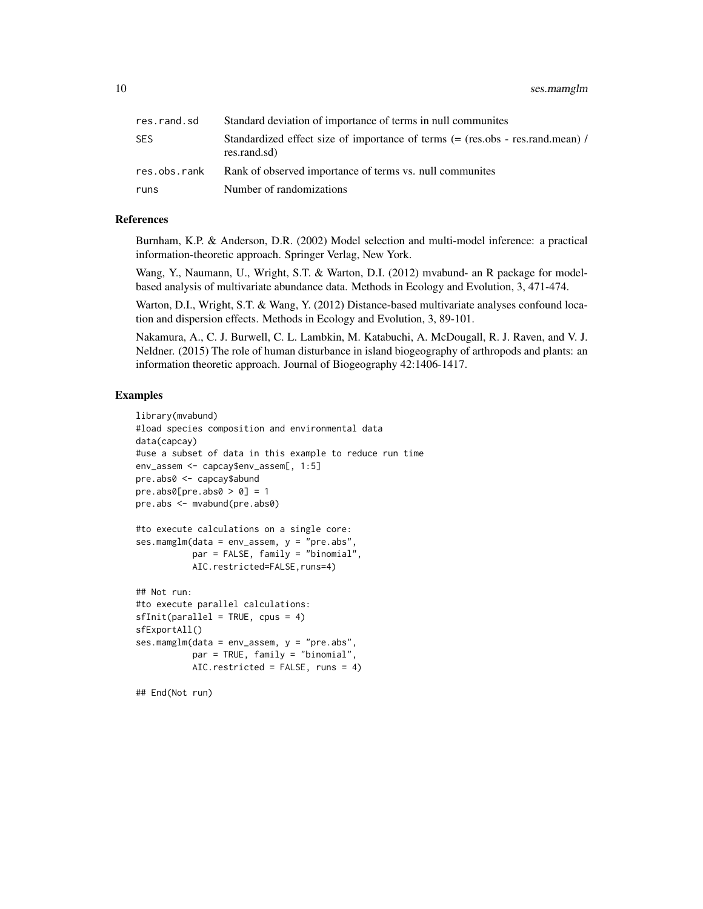| | |
|---|---|
| res.rand.sd | Standard deviation of importance of terms in null communites |
| SES | Standardized effect size of importance of terms (= (res.obs - res.rand.mean) / res.rand.sd) |
| res.obs.rank | Rank of observed importance of terms vs. null communites |
| runs | Number of randomizations |

### References

Burnham, K.P. & Anderson, D.R. (2002) Model selection and multi-model inference: a practical information-theoretic approach. Springer Verlag, New York.

Wang, Y., Naumann, U., Wright, S.T. & Warton, D.I. (2012) mvabund- an R package for model-based analysis of multivariate abundance data. Methods in Ecology and Evolution, 3, 471-474.

Warton, D.I., Wright, S.T. & Wang, Y. (2012) Distance-based multivariate analyses confound location and dispersion effects. Methods in Ecology and Evolution, 3, 89-101.

Nakamura, A., C. J. Burwell, C. L. Lambkin, M. Katabuchi, A. McDougall, R. J. Raven, and V. J. Neldner. (2015) The role of human disturbance in island biogeography of arthropods and plants: an information theoretic approach. Journal of Biogeography 42:1406-1417.

### Examples

```
library(mvabund)
#load species composition and environmental data
data(capcay)
#use a subset of data in this example to reduce run time
env_assem <- capcay$env_assem[, 1:5]
pre.abs0 <- capcay$abund
pre.abs0[pre.abs0 > 0] = 1
pre.abs <- mvabund(pre.abs0)

#to execute calculations on a single core:
ses.mamglm(data = env_assem, y = "pre.abs",
           par = FALSE, family = "binomial",
           AIC.restricted=FALSE,runs=4)

## Not run:
#to execute parallel calculations:
sfInit(parallel = TRUE, cpus = 4)
sfExportAll()
ses.mamglm(data = env_assem, y = "pre.abs",
           par = TRUE, family = "binomial",
           AIC.restricted = FALSE, runs = 4)

## End(Not run)
```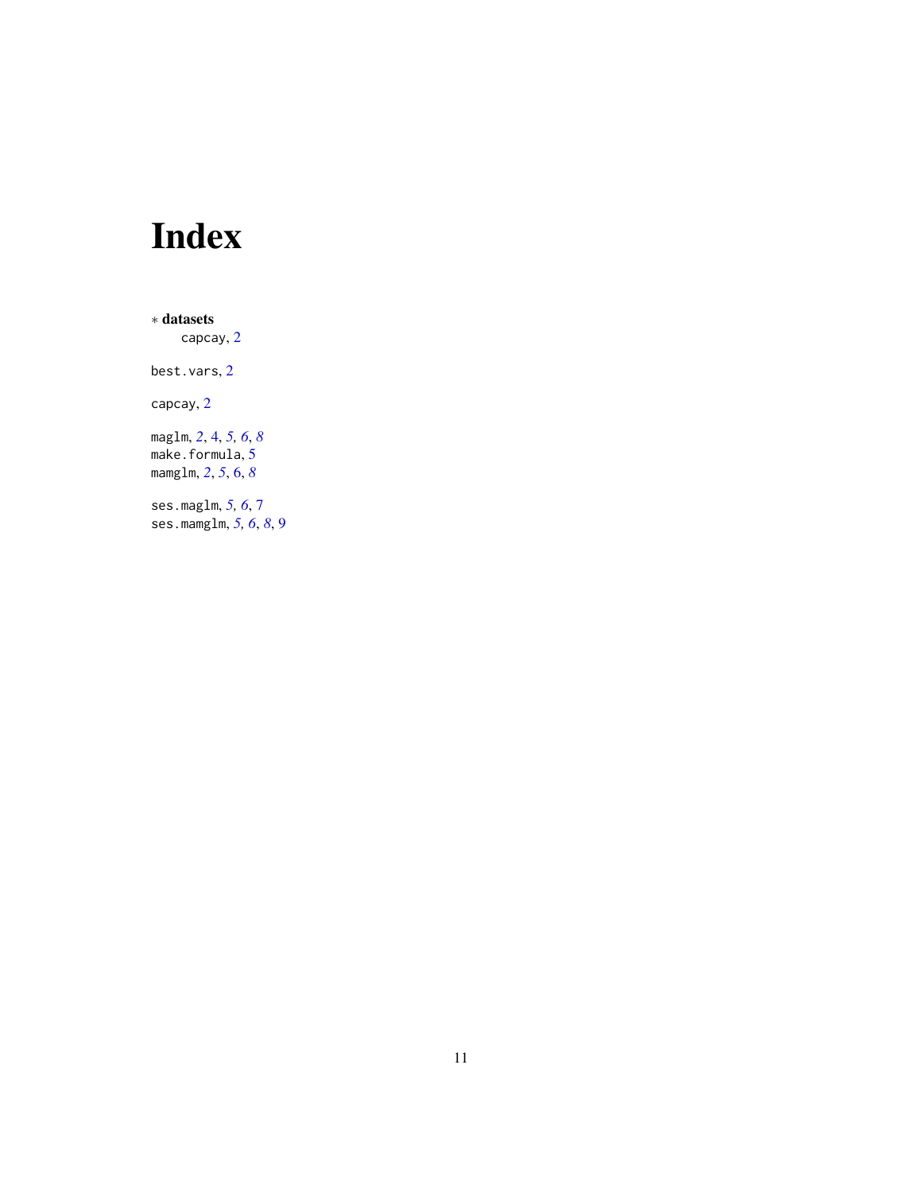# Index

∗ **datasets**
    capcay, 2

best.vars, 2

capcay, 2

maglm, *2*, 4, *5, 6*, *8*
make.formula, 5
mamglm, *2*, *5*, 6, *8*

ses.maglm, *5, 6*, 7
ses.mamglm, *5, 6*, *8*, 9